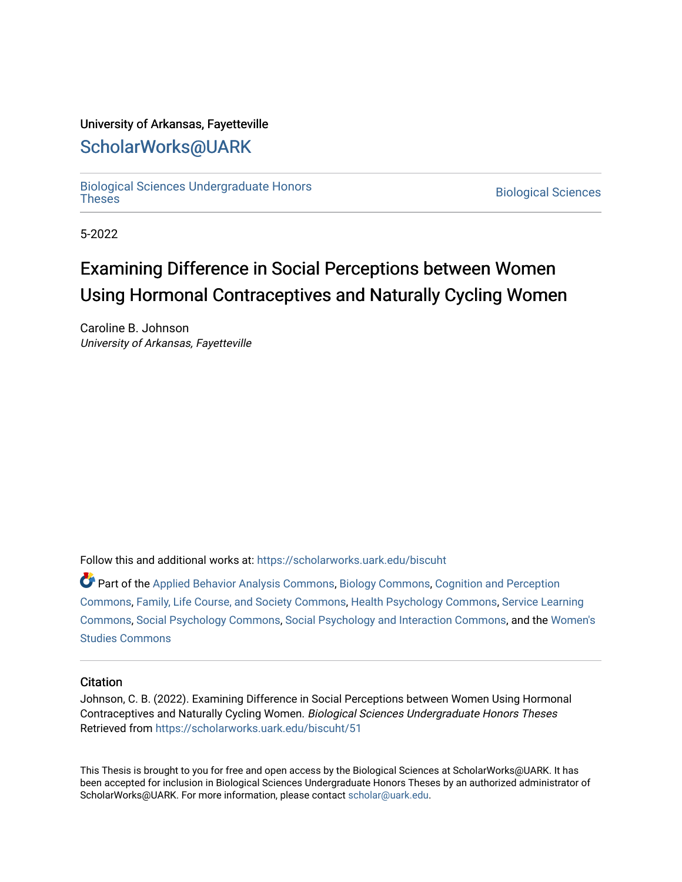University of Arkansas, Fayetteville

# ScholarWorks@UARK

Biological Sciences Undergraduate Honors Theses

Biological Sciences

5-2022

# Examining Difference in Social Perceptions between Women Using Hormonal Contraceptives and Naturally Cycling Women

Caroline B. Johnson
*University of Arkansas, Fayetteville*

Follow this and additional works at: https://scholarworks.uark.edu/biscuht

Part of the Applied Behavior Analysis Commons, Biology Commons, Cognition and Perception Commons, Family, Life Course, and Society Commons, Health Psychology Commons, Service Learning Commons, Social Psychology Commons, Social Psychology and Interaction Commons, and the Women's Studies Commons

## Citation

Johnson, C. B. (2022). Examining Difference in Social Perceptions between Women Using Hormonal Contraceptives and Naturally Cycling Women. *Biological Sciences Undergraduate Honors Theses* Retrieved from https://scholarworks.uark.edu/biscuht/51

This Thesis is brought to you for free and open access by the Biological Sciences at ScholarWorks@UARK. It has been accepted for inclusion in Biological Sciences Undergraduate Honors Theses by an authorized administrator of ScholarWorks@UARK. For more information, please contact scholar@uark.edu.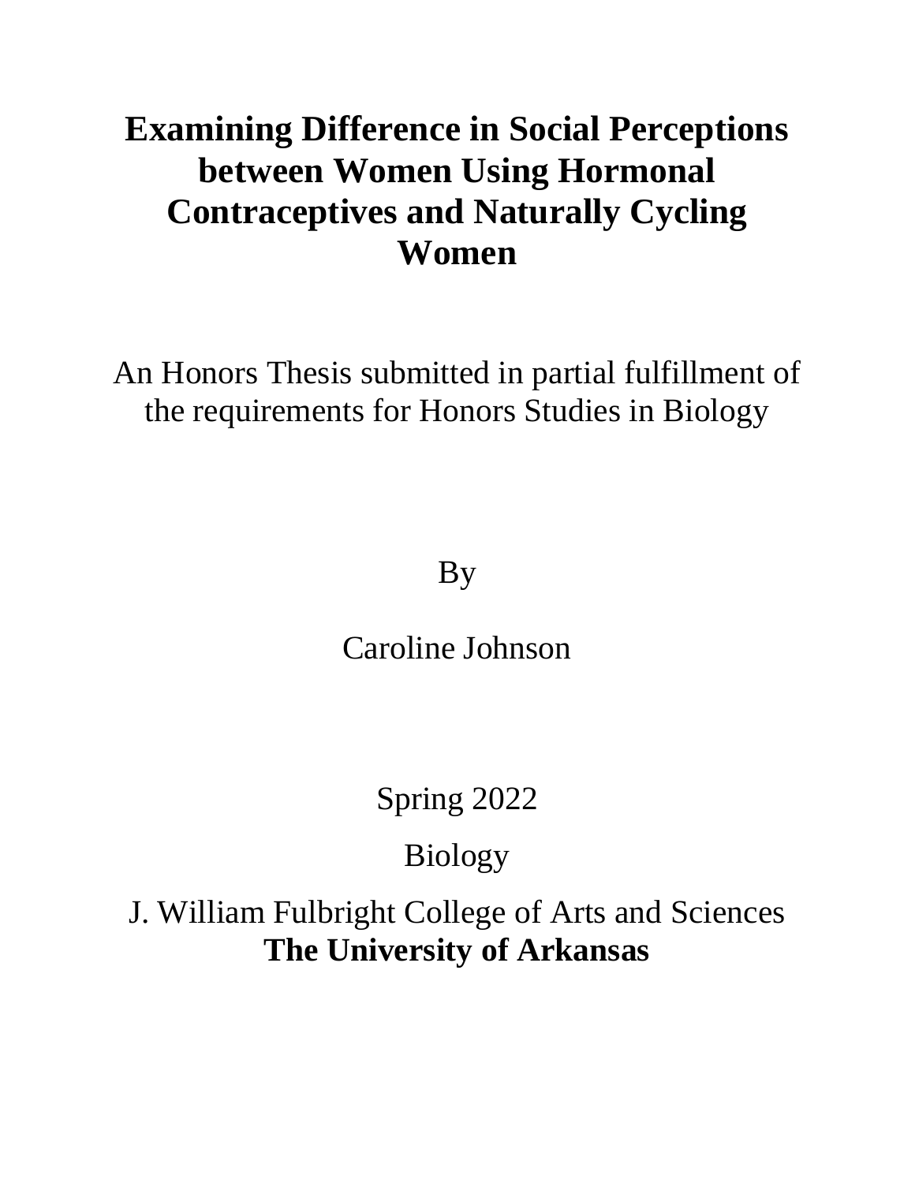# Examining Difference in Social Perceptions between Women Using Hormonal Contraceptives and Naturally Cycling Women

An Honors Thesis submitted in partial fulfillment of the requirements for Honors Studies in Biology

By

Caroline Johnson

Spring 2022

Biology

J. William Fulbright College of Arts and Sciences
**The University of Arkansas**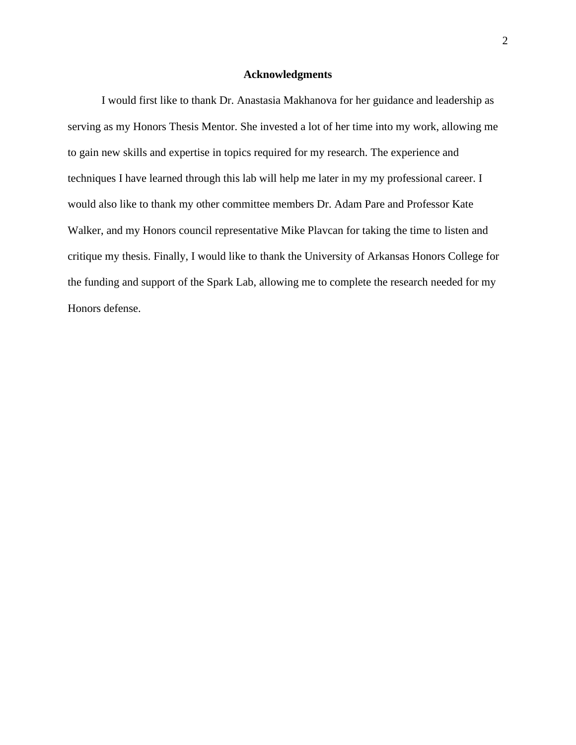# Acknowledgments

I would first like to thank Dr. Anastasia Makhanova for her guidance and leadership as serving as my Honors Thesis Mentor. She invested a lot of her time into my work, allowing me to gain new skills and expertise in topics required for my research. The experience and techniques I have learned through this lab will help me later in my my professional career. I would also like to thank my other committee members Dr. Adam Pare and Professor Kate Walker, and my Honors council representative Mike Plavcan for taking the time to listen and critique my thesis. Finally, I would like to thank the University of Arkansas Honors College for the funding and support of the Spark Lab, allowing me to complete the research needed for my Honors defense.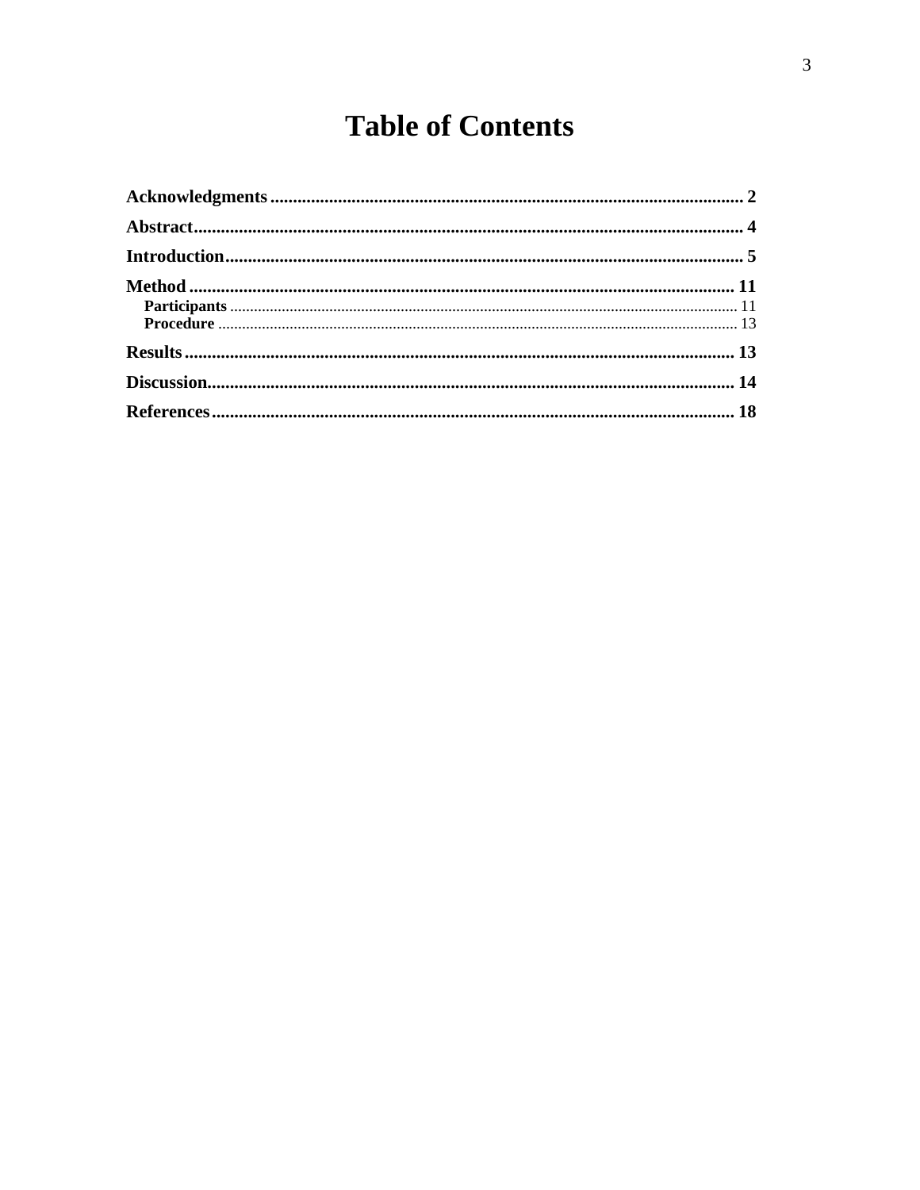# Table of Contents

**Acknowledgments** .......................................................................................................... **2**

**Abstract** ........................................................................................................................ **4**

**Introduction** ................................................................................................................. **5**

**Method** ......................................................................................................................... **11**

- **Participants** ............................................................................................................. 11
- **Procedure** ............................................................................................................... 13

**Results** .......................................................................................................................... **13**

**Discussion** ..................................................................................................................... **14**

**References** ..................................................................................................................... **18**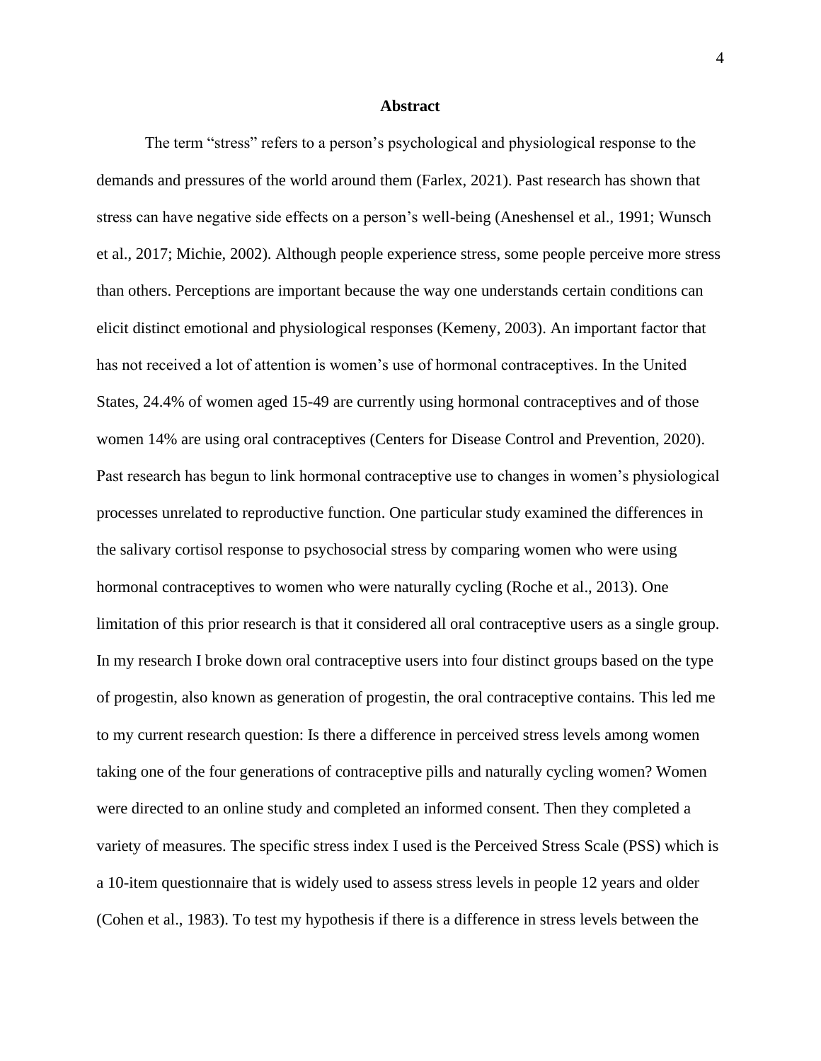## Abstract

The term "stress" refers to a person's psychological and physiological response to the demands and pressures of the world around them (Farlex, 2021). Past research has shown that stress can have negative side effects on a person's well-being (Aneshensel et al., 1991; Wunsch et al., 2017; Michie, 2002). Although people experience stress, some people perceive more stress than others. Perceptions are important because the way one understands certain conditions can elicit distinct emotional and physiological responses (Kemeny, 2003). An important factor that has not received a lot of attention is women's use of hormonal contraceptives. In the United States, 24.4% of women aged 15-49 are currently using hormonal contraceptives and of those women 14% are using oral contraceptives (Centers for Disease Control and Prevention, 2020). Past research has begun to link hormonal contraceptive use to changes in women's physiological processes unrelated to reproductive function. One particular study examined the differences in the salivary cortisol response to psychosocial stress by comparing women who were using hormonal contraceptives to women who were naturally cycling (Roche et al., 2013). One limitation of this prior research is that it considered all oral contraceptive users as a single group. In my research I broke down oral contraceptive users into four distinct groups based on the type of progestin, also known as generation of progestin, the oral contraceptive contains. This led me to my current research question: Is there a difference in perceived stress levels among women taking one of the four generations of contraceptive pills and naturally cycling women? Women were directed to an online study and completed an informed consent. Then they completed a variety of measures. The specific stress index I used is the Perceived Stress Scale (PSS) which is a 10-item questionnaire that is widely used to assess stress levels in people 12 years and older (Cohen et al., 1983). To test my hypothesis if there is a difference in stress levels between the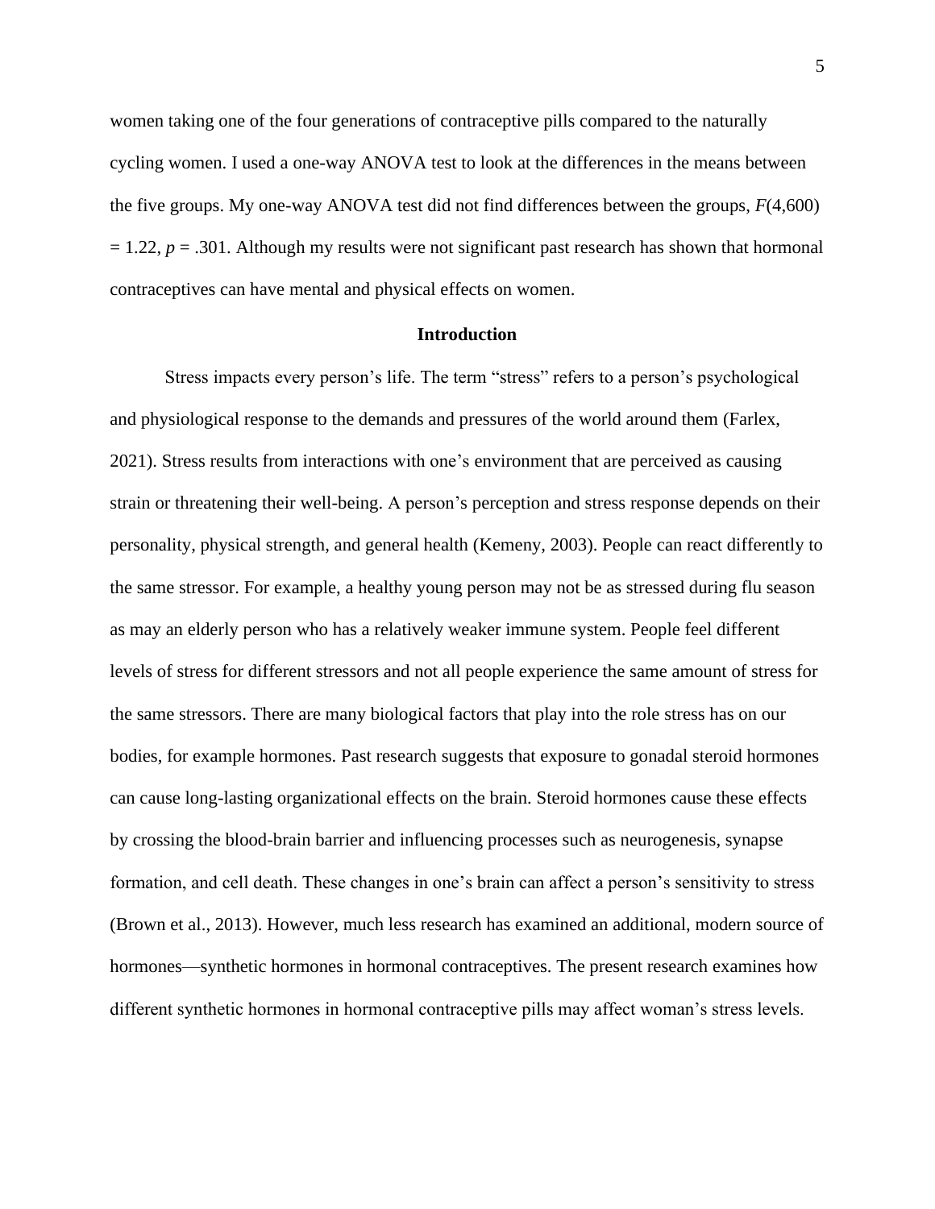women taking one of the four generations of contraceptive pills compared to the naturally cycling women. I used a one-way ANOVA test to look at the differences in the means between the five groups. My one-way ANOVA test did not find differences between the groups, $F(4,600) = 1.22$, $p = .301$. Although my results were not significant past research has shown that hormonal contraceptives can have mental and physical effects on women.

## Introduction

Stress impacts every person's life. The term "stress" refers to a person's psychological and physiological response to the demands and pressures of the world around them (Farlex, 2021). Stress results from interactions with one's environment that are perceived as causing strain or threatening their well-being. A person's perception and stress response depends on their personality, physical strength, and general health (Kemeny, 2003). People can react differently to the same stressor. For example, a healthy young person may not be as stressed during flu season as may an elderly person who has a relatively weaker immune system. People feel different levels of stress for different stressors and not all people experience the same amount of stress for the same stressors. There are many biological factors that play into the role stress has on our bodies, for example hormones. Past research suggests that exposure to gonadal steroid hormones can cause long-lasting organizational effects on the brain. Steroid hormones cause these effects by crossing the blood-brain barrier and influencing processes such as neurogenesis, synapse formation, and cell death. These changes in one's brain can affect a person's sensitivity to stress (Brown et al., 2013). However, much less research has examined an additional, modern source of hormones—synthetic hormones in hormonal contraceptives. The present research examines how different synthetic hormones in hormonal contraceptive pills may affect woman's stress levels.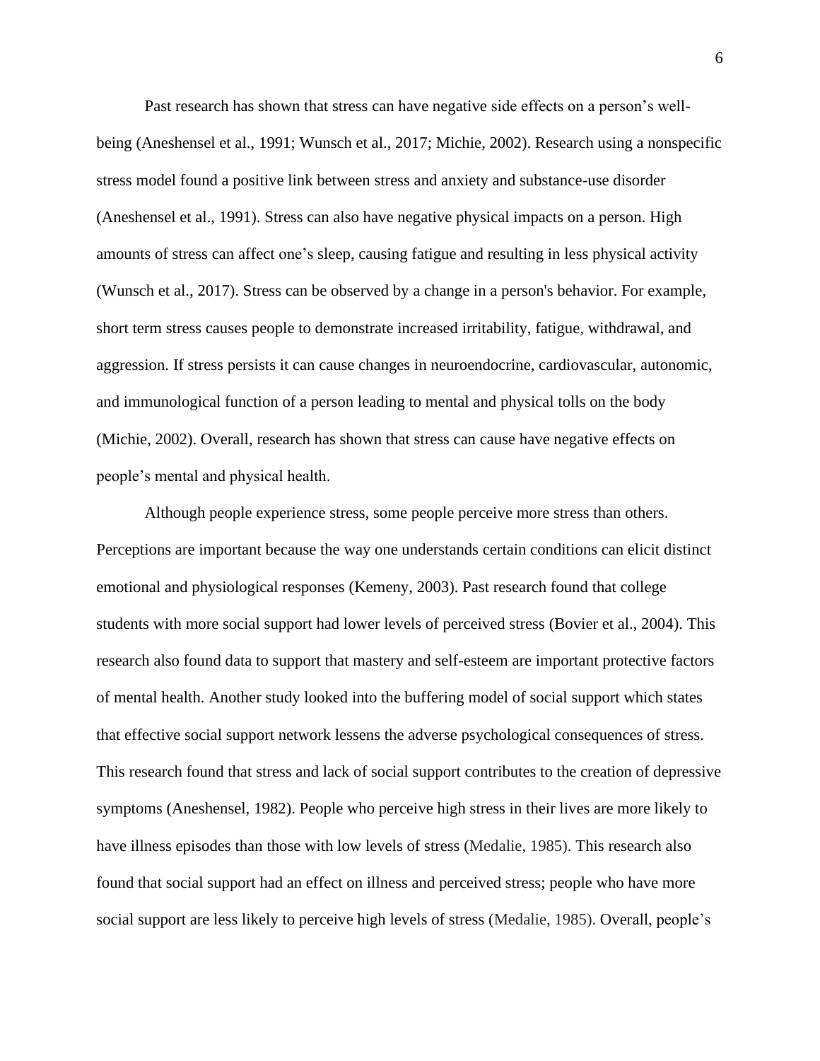Past research has shown that stress can have negative side effects on a person's well-being (Aneshensel et al., 1991; Wunsch et al., 2017; Michie, 2002). Research using a nonspecific stress model found a positive link between stress and anxiety and substance-use disorder (Aneshensel et al., 1991). Stress can also have negative physical impacts on a person. High amounts of stress can affect one's sleep, causing fatigue and resulting in less physical activity (Wunsch et al., 2017). Stress can be observed by a change in a person's behavior. For example, short term stress causes people to demonstrate increased irritability, fatigue, withdrawal, and aggression. If stress persists it can cause changes in neuroendocrine, cardiovascular, autonomic, and immunological function of a person leading to mental and physical tolls on the body (Michie, 2002). Overall, research has shown that stress can cause have negative effects on people's mental and physical health.

Although people experience stress, some people perceive more stress than others. Perceptions are important because the way one understands certain conditions can elicit distinct emotional and physiological responses (Kemeny, 2003). Past research found that college students with more social support had lower levels of perceived stress (Bovier et al., 2004). This research also found data to support that mastery and self-esteem are important protective factors of mental health. Another study looked into the buffering model of social support which states that effective social support network lessens the adverse psychological consequences of stress. This research found that stress and lack of social support contributes to the creation of depressive symptoms (Aneshensel, 1982). People who perceive high stress in their lives are more likely to have illness episodes than those with low levels of stress (Medalie, 1985). This research also found that social support had an effect on illness and perceived stress; people who have more social support are less likely to perceive high levels of stress (Medalie, 1985). Overall, people's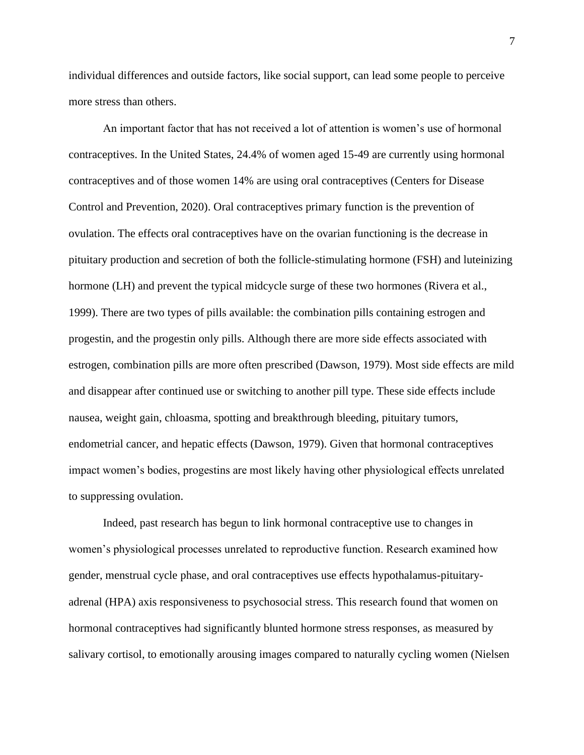individual differences and outside factors, like social support, can lead some people to perceive more stress than others.

An important factor that has not received a lot of attention is women's use of hormonal contraceptives. In the United States, 24.4% of women aged 15-49 are currently using hormonal contraceptives and of those women 14% are using oral contraceptives (Centers for Disease Control and Prevention, 2020). Oral contraceptives primary function is the prevention of ovulation. The effects oral contraceptives have on the ovarian functioning is the decrease in pituitary production and secretion of both the follicle-stimulating hormone (FSH) and luteinizing hormone (LH) and prevent the typical midcycle surge of these two hormones (Rivera et al., 1999). There are two types of pills available: the combination pills containing estrogen and progestin, and the progestin only pills. Although there are more side effects associated with estrogen, combination pills are more often prescribed (Dawson, 1979). Most side effects are mild and disappear after continued use or switching to another pill type. These side effects include nausea, weight gain, chloasma, spotting and breakthrough bleeding, pituitary tumors, endometrial cancer, and hepatic effects (Dawson, 1979). Given that hormonal contraceptives impact women's bodies, progestins are most likely having other physiological effects unrelated to suppressing ovulation.

Indeed, past research has begun to link hormonal contraceptive use to changes in women's physiological processes unrelated to reproductive function. Research examined how gender, menstrual cycle phase, and oral contraceptives use effects hypothalamus-pituitary-adrenal (HPA) axis responsiveness to psychosocial stress. This research found that women on hormonal contraceptives had significantly blunted hormone stress responses, as measured by salivary cortisol, to emotionally arousing images compared to naturally cycling women (Nielsen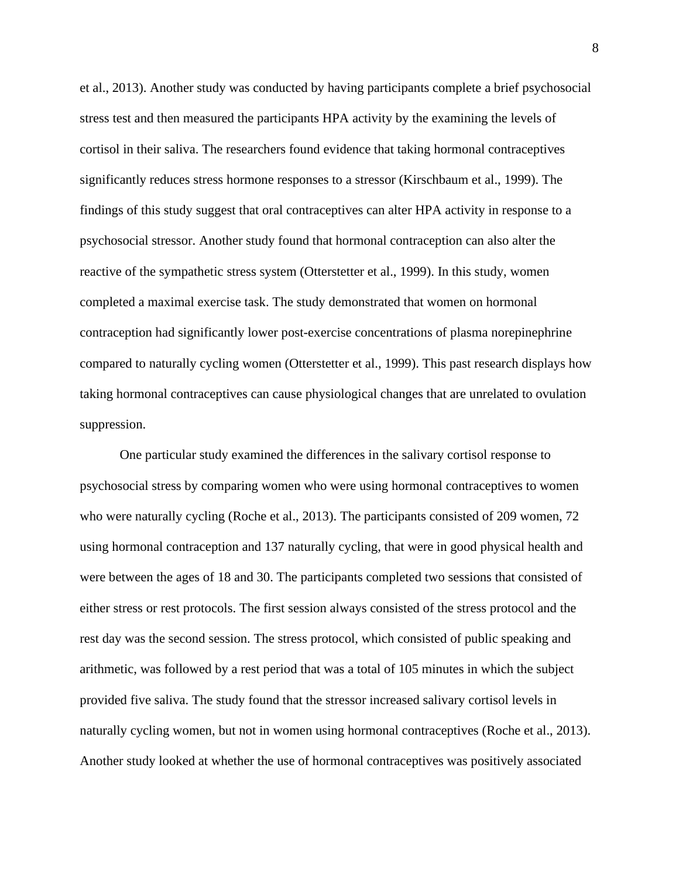et al., 2013). Another study was conducted by having participants complete a brief psychosocial stress test and then measured the participants HPA activity by the examining the levels of cortisol in their saliva. The researchers found evidence that taking hormonal contraceptives significantly reduces stress hormone responses to a stressor (Kirschbaum et al., 1999). The findings of this study suggest that oral contraceptives can alter HPA activity in response to a psychosocial stressor. Another study found that hormonal contraception can also alter the reactive of the sympathetic stress system (Otterstetter et al., 1999). In this study, women completed a maximal exercise task. The study demonstrated that women on hormonal contraception had significantly lower post-exercise concentrations of plasma norepinephrine compared to naturally cycling women (Otterstetter et al., 1999). This past research displays how taking hormonal contraceptives can cause physiological changes that are unrelated to ovulation suppression.

One particular study examined the differences in the salivary cortisol response to psychosocial stress by comparing women who were using hormonal contraceptives to women who were naturally cycling (Roche et al., 2013). The participants consisted of 209 women, 72 using hormonal contraception and 137 naturally cycling, that were in good physical health and were between the ages of 18 and 30. The participants completed two sessions that consisted of either stress or rest protocols. The first session always consisted of the stress protocol and the rest day was the second session. The stress protocol, which consisted of public speaking and arithmetic, was followed by a rest period that was a total of 105 minutes in which the subject provided five saliva. The study found that the stressor increased salivary cortisol levels in naturally cycling women, but not in women using hormonal contraceptives (Roche et al., 2013). Another study looked at whether the use of hormonal contraceptives was positively associated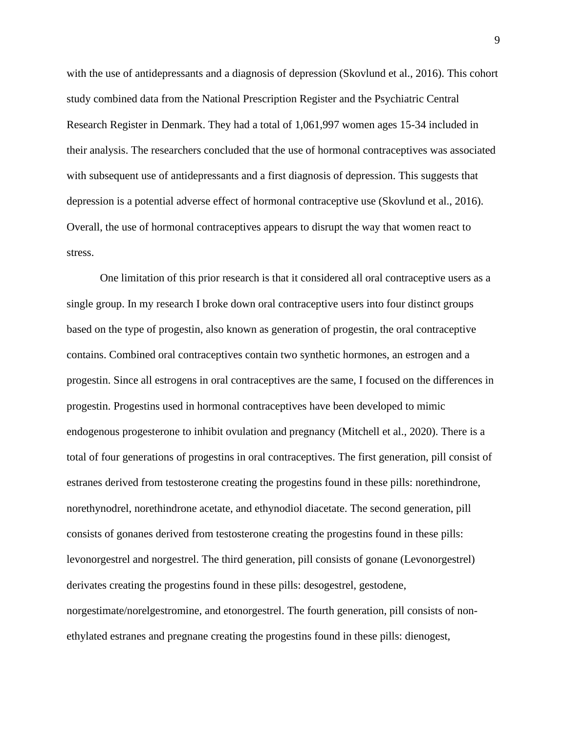with the use of antidepressants and a diagnosis of depression (Skovlund et al., 2016). This cohort study combined data from the National Prescription Register and the Psychiatric Central Research Register in Denmark. They had a total of 1,061,997 women ages 15-34 included in their analysis. The researchers concluded that the use of hormonal contraceptives was associated with subsequent use of antidepressants and a first diagnosis of depression. This suggests that depression is a potential adverse effect of hormonal contraceptive use (Skovlund et al., 2016). Overall, the use of hormonal contraceptives appears to disrupt the way that women react to stress.

One limitation of this prior research is that it considered all oral contraceptive users as a single group. In my research I broke down oral contraceptive users into four distinct groups based on the type of progestin, also known as generation of progestin, the oral contraceptive contains. Combined oral contraceptives contain two synthetic hormones, an estrogen and a progestin. Since all estrogens in oral contraceptives are the same, I focused on the differences in progestin. Progestins used in hormonal contraceptives have been developed to mimic endogenous progesterone to inhibit ovulation and pregnancy (Mitchell et al., 2020). There is a total of four generations of progestins in oral contraceptives. The first generation, pill consist of estranes derived from testosterone creating the progestins found in these pills: norethindrone, norethynodrel, norethindrone acetate, and ethynodiol diacetate. The second generation, pill consists of gonanes derived from testosterone creating the progestins found in these pills: levonorgestrel and norgestrel. The third generation, pill consists of gonane (Levonorgestrel) derivates creating the progestins found in these pills: desogestrel, gestodene, norgestimate/norelgestromine, and etonorgestrel. The fourth generation, pill consists of non-ethylated estranes and pregnane creating the progestins found in these pills: dienogest,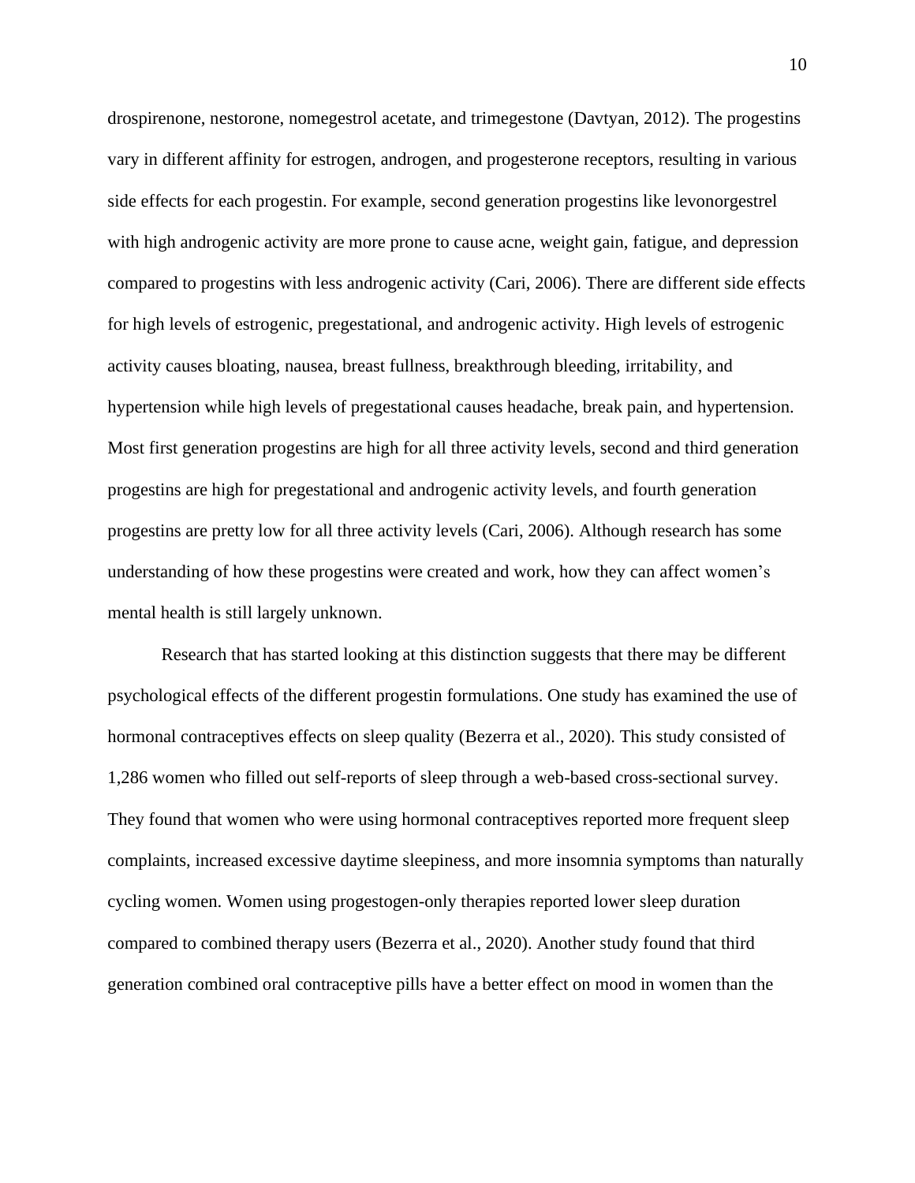drospirenone, nestorone, nomegestrol acetate, and trimegestone (Davtyan, 2012). The progestins vary in different affinity for estrogen, androgen, and progesterone receptors, resulting in various side effects for each progestin. For example, second generation progestins like levonorgestrel with high androgenic activity are more prone to cause acne, weight gain, fatigue, and depression compared to progestins with less androgenic activity (Cari, 2006). There are different side effects for high levels of estrogenic, pregestational, and androgenic activity. High levels of estrogenic activity causes bloating, nausea, breast fullness, breakthrough bleeding, irritability, and hypertension while high levels of pregestational causes headache, break pain, and hypertension. Most first generation progestins are high for all three activity levels, second and third generation progestins are high for pregestational and androgenic activity levels, and fourth generation progestins are pretty low for all three activity levels (Cari, 2006). Although research has some understanding of how these progestins were created and work, how they can affect women's mental health is still largely unknown.

Research that has started looking at this distinction suggests that there may be different psychological effects of the different progestin formulations. One study has examined the use of hormonal contraceptives effects on sleep quality (Bezerra et al., 2020). This study consisted of 1,286 women who filled out self-reports of sleep through a web-based cross-sectional survey. They found that women who were using hormonal contraceptives reported more frequent sleep complaints, increased excessive daytime sleepiness, and more insomnia symptoms than naturally cycling women. Women using progestogen-only therapies reported lower sleep duration compared to combined therapy users (Bezerra et al., 2020). Another study found that third generation combined oral contraceptive pills have a better effect on mood in women than the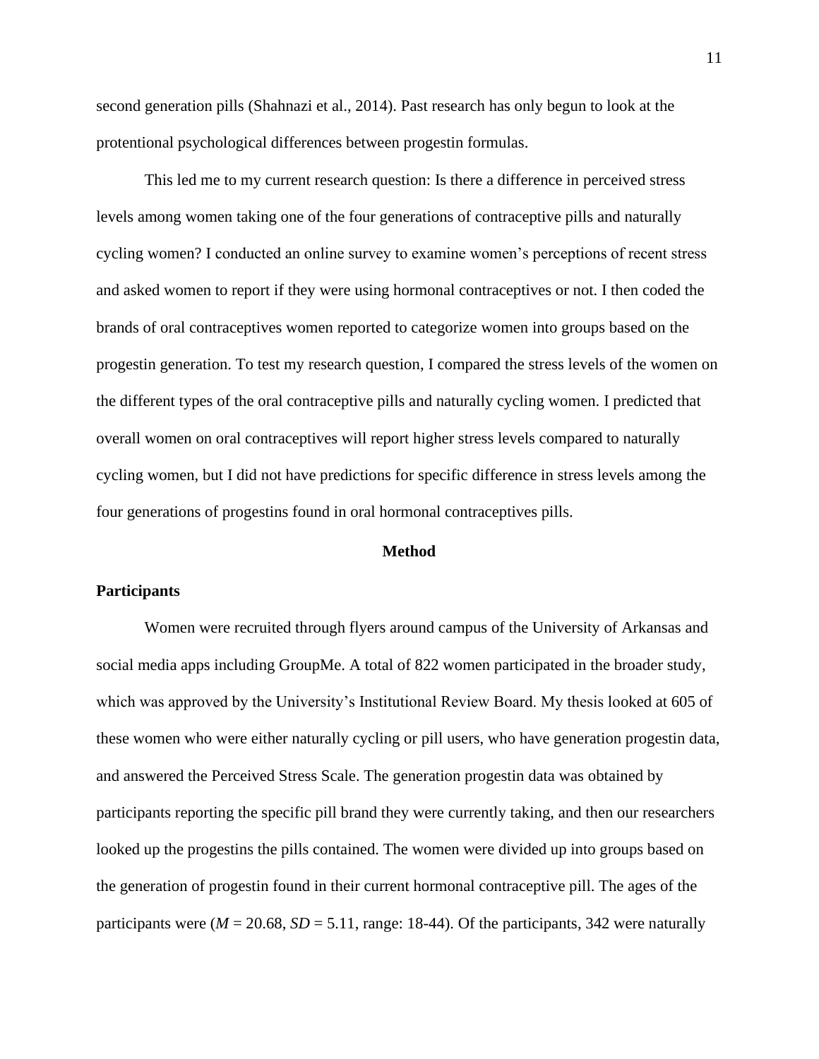second generation pills (Shahnazi et al., 2014). Past research has only begun to look at the protentional psychological differences between progestin formulas.

This led me to my current research question: Is there a difference in perceived stress levels among women taking one of the four generations of contraceptive pills and naturally cycling women? I conducted an online survey to examine women's perceptions of recent stress and asked women to report if they were using hormonal contraceptives or not. I then coded the brands of oral contraceptives women reported to categorize women into groups based on the progestin generation. To test my research question, I compared the stress levels of the women on the different types of the oral contraceptive pills and naturally cycling women. I predicted that overall women on oral contraceptives will report higher stress levels compared to naturally cycling women, but I did not have predictions for specific difference in stress levels among the four generations of progestins found in oral hormonal contraceptives pills.

## Method

### Participants

Women were recruited through flyers around campus of the University of Arkansas and social media apps including GroupMe. A total of 822 women participated in the broader study, which was approved by the University's Institutional Review Board. My thesis looked at 605 of these women who were either naturally cycling or pill users, who have generation progestin data, and answered the Perceived Stress Scale. The generation progestin data was obtained by participants reporting the specific pill brand they were currently taking, and then our researchers looked up the progestins the pills contained. The women were divided up into groups based on the generation of progestin found in their current hormonal contraceptive pill. The ages of the participants were (*M* = 20.68, *SD* = 5.11, range: 18-44). Of the participants, 342 were naturally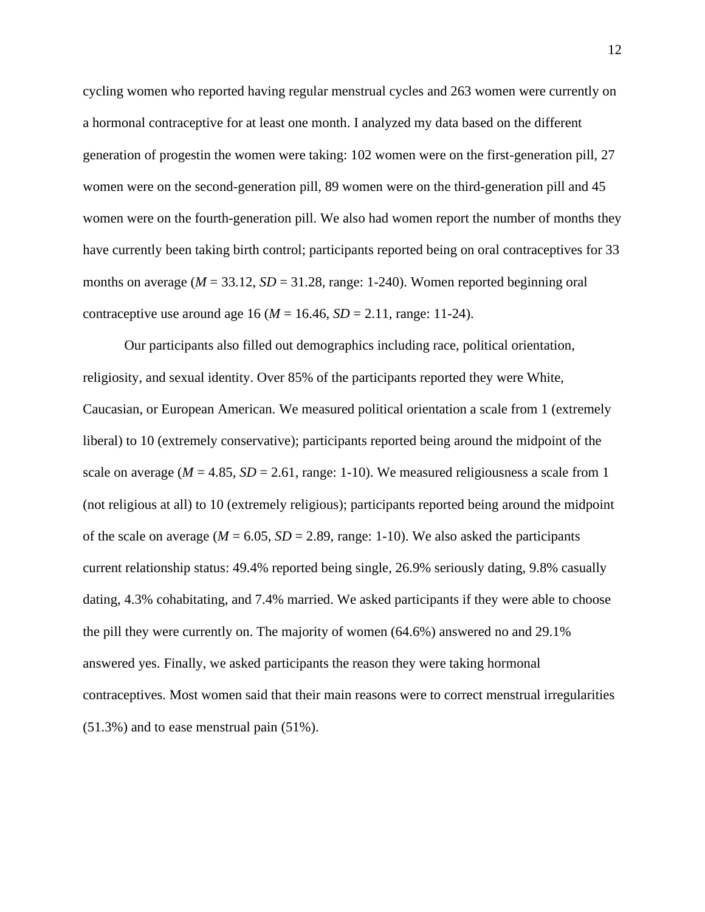cycling women who reported having regular menstrual cycles and 263 women were currently on a hormonal contraceptive for at least one month. I analyzed my data based on the different generation of progestin the women were taking: 102 women were on the first-generation pill, 27 women were on the second-generation pill, 89 women were on the third-generation pill and 45 women were on the fourth-generation pill. We also had women report the number of months they have currently been taking birth control; participants reported being on oral contraceptives for 33 months on average ($M$ = 33.12, $SD$ = 31.28, range: 1-240). Women reported beginning oral contraceptive use around age 16 ($M$ = 16.46, $SD$ = 2.11, range: 11-24).

Our participants also filled out demographics including race, political orientation, religiosity, and sexual identity. Over 85% of the participants reported they were White, Caucasian, or European American. We measured political orientation a scale from 1 (extremely liberal) to 10 (extremely conservative); participants reported being around the midpoint of the scale on average ($M$ = 4.85, $SD$ = 2.61, range: 1-10). We measured religiousness a scale from 1 (not religious at all) to 10 (extremely religious); participants reported being around the midpoint of the scale on average ($M$ = 6.05, $SD$ = 2.89, range: 1-10). We also asked the participants current relationship status: 49.4% reported being single, 26.9% seriously dating, 9.8% casually dating, 4.3% cohabitating, and 7.4% married. We asked participants if they were able to choose the pill they were currently on. The majority of women (64.6%) answered no and 29.1% answered yes. Finally, we asked participants the reason they were taking hormonal contraceptives. Most women said that their main reasons were to correct menstrual irregularities (51.3%) and to ease menstrual pain (51%).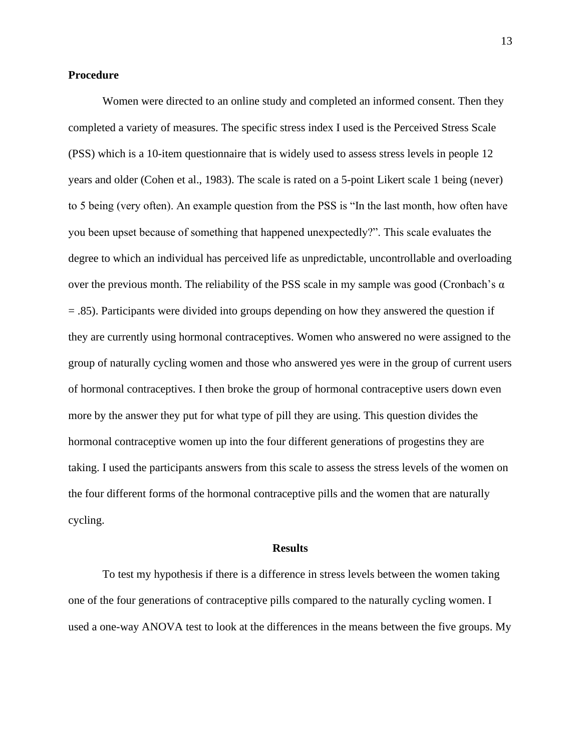**Procedure**

Women were directed to an online study and completed an informed consent. Then they completed a variety of measures. The specific stress index I used is the Perceived Stress Scale (PSS) which is a 10-item questionnaire that is widely used to assess stress levels in people 12 years and older (Cohen et al., 1983). The scale is rated on a 5-point Likert scale 1 being (never) to 5 being (very often). An example question from the PSS is "In the last month, how often have you been upset because of something that happened unexpectedly?". This scale evaluates the degree to which an individual has perceived life as unpredictable, uncontrollable and overloading over the previous month. The reliability of the PSS scale in my sample was good (Cronbach's $\alpha = .85$). Participants were divided into groups depending on how they answered the question if they are currently using hormonal contraceptives. Women who answered no were assigned to the group of naturally cycling women and those who answered yes were in the group of current users of hormonal contraceptives. I then broke the group of hormonal contraceptive users down even more by the answer they put for what type of pill they are using. This question divides the hormonal contraceptive women up into the four different generations of progestins they are taking. I used the participants answers from this scale to assess the stress levels of the women on the four different forms of the hormonal contraceptive pills and the women that are naturally cycling.

**Results**

To test my hypothesis if there is a difference in stress levels between the women taking one of the four generations of contraceptive pills compared to the naturally cycling women. I used a one-way ANOVA test to look at the differences in the means between the five groups. My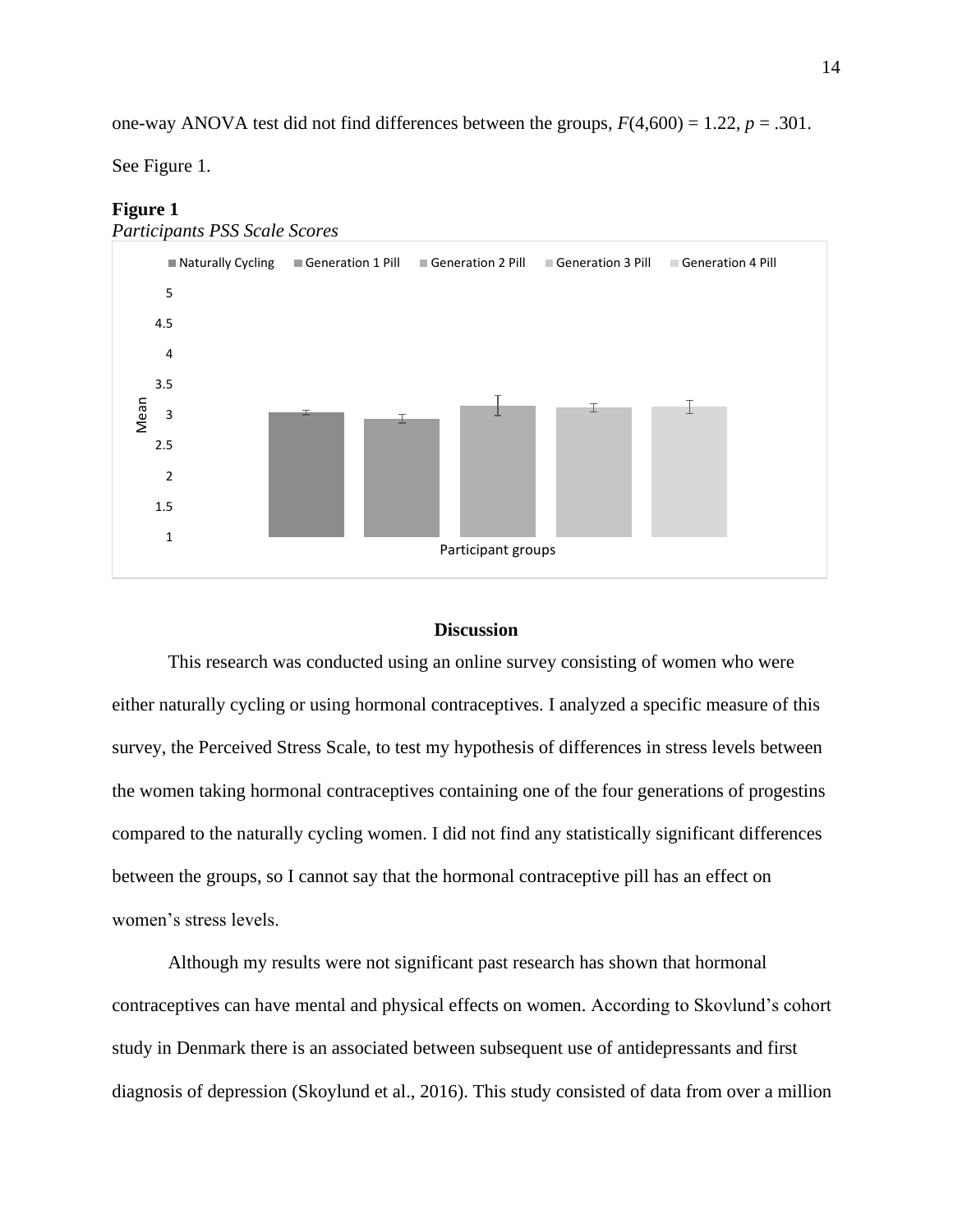one-way ANOVA test did not find differences between the groups, $F(4,600) = 1.22$, $p = .301$. See Figure 1.

**Figure 1**

*Participants PSS Scale Scores*

## Discussion

This research was conducted using an online survey consisting of women who were either naturally cycling or using hormonal contraceptives. I analyzed a specific measure of this survey, the Perceived Stress Scale, to test my hypothesis of differences in stress levels between the women taking hormonal contraceptives containing one of the four generations of progestins compared to the naturally cycling women. I did not find any statistically significant differences between the groups, so I cannot say that the hormonal contraceptive pill has an effect on women's stress levels.

Although my results were not significant past research has shown that hormonal contraceptives can have mental and physical effects on women. According to Skovlund's cohort study in Denmark there is an associated between subsequent use of antidepressants and first diagnosis of depression (Skoylund et al., 2016). This study consisted of data from over a million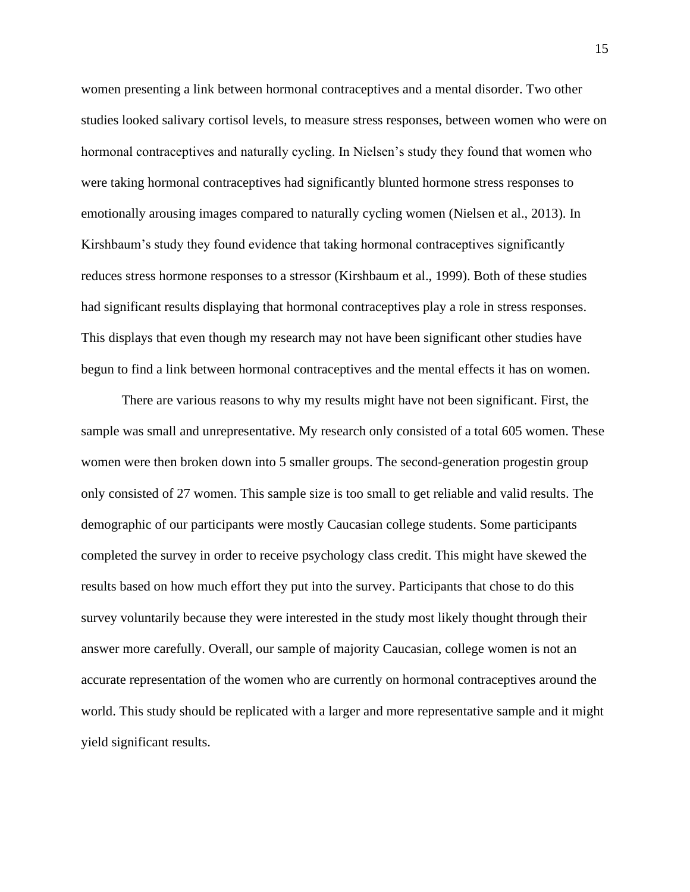women presenting a link between hormonal contraceptives and a mental disorder. Two other studies looked salivary cortisol levels, to measure stress responses, between women who were on hormonal contraceptives and naturally cycling. In Nielsen's study they found that women who were taking hormonal contraceptives had significantly blunted hormone stress responses to emotionally arousing images compared to naturally cycling women (Nielsen et al., 2013). In Kirshbaum's study they found evidence that taking hormonal contraceptives significantly reduces stress hormone responses to a stressor (Kirshbaum et al., 1999). Both of these studies had significant results displaying that hormonal contraceptives play a role in stress responses. This displays that even though my research may not have been significant other studies have begun to find a link between hormonal contraceptives and the mental effects it has on women.

There are various reasons to why my results might have not been significant. First, the sample was small and unrepresentative. My research only consisted of a total 605 women. These women were then broken down into 5 smaller groups. The second-generation progestin group only consisted of 27 women. This sample size is too small to get reliable and valid results. The demographic of our participants were mostly Caucasian college students. Some participants completed the survey in order to receive psychology class credit. This might have skewed the results based on how much effort they put into the survey. Participants that chose to do this survey voluntarily because they were interested in the study most likely thought through their answer more carefully. Overall, our sample of majority Caucasian, college women is not an accurate representation of the women who are currently on hormonal contraceptives around the world. This study should be replicated with a larger and more representative sample and it might yield significant results.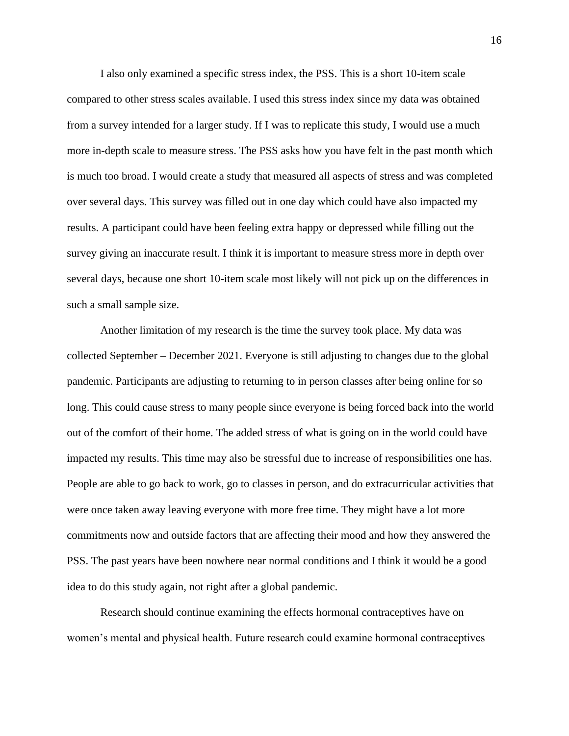I also only examined a specific stress index, the PSS. This is a short 10-item scale compared to other stress scales available. I used this stress index since my data was obtained from a survey intended for a larger study. If I was to replicate this study, I would use a much more in-depth scale to measure stress. The PSS asks how you have felt in the past month which is much too broad. I would create a study that measured all aspects of stress and was completed over several days. This survey was filled out in one day which could have also impacted my results. A participant could have been feeling extra happy or depressed while filling out the survey giving an inaccurate result. I think it is important to measure stress more in depth over several days, because one short 10-item scale most likely will not pick up on the differences in such a small sample size.

Another limitation of my research is the time the survey took place. My data was collected September – December 2021. Everyone is still adjusting to changes due to the global pandemic. Participants are adjusting to returning to in person classes after being online for so long. This could cause stress to many people since everyone is being forced back into the world out of the comfort of their home. The added stress of what is going on in the world could have impacted my results. This time may also be stressful due to increase of responsibilities one has. People are able to go back to work, go to classes in person, and do extracurricular activities that were once taken away leaving everyone with more free time. They might have a lot more commitments now and outside factors that are affecting their mood and how they answered the PSS. The past years have been nowhere near normal conditions and I think it would be a good idea to do this study again, not right after a global pandemic.

Research should continue examining the effects hormonal contraceptives have on women's mental and physical health. Future research could examine hormonal contraceptives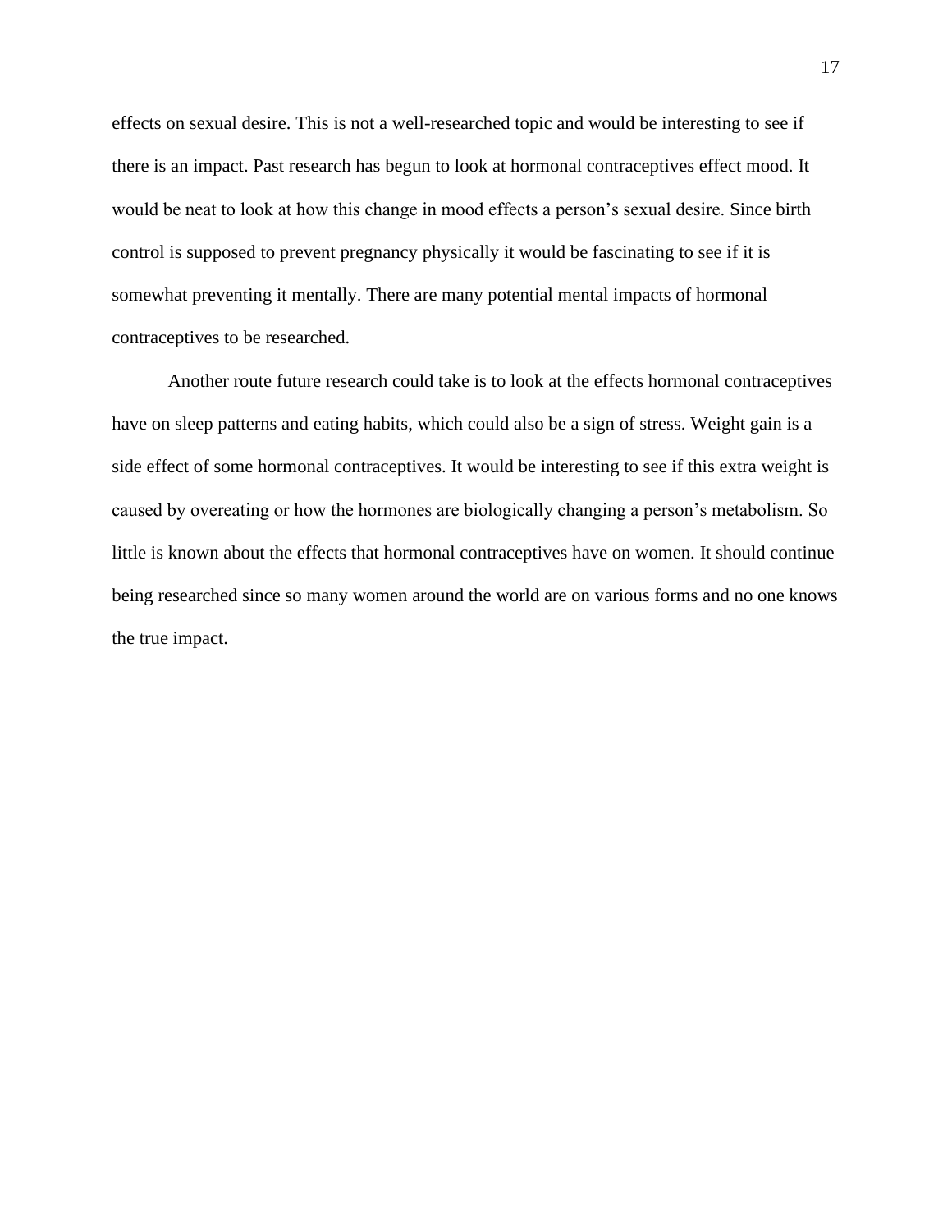effects on sexual desire. This is not a well-researched topic and would be interesting to see if there is an impact. Past research has begun to look at hormonal contraceptives effect mood. It would be neat to look at how this change in mood effects a person's sexual desire. Since birth control is supposed to prevent pregnancy physically it would be fascinating to see if it is somewhat preventing it mentally. There are many potential mental impacts of hormonal contraceptives to be researched.

Another route future research could take is to look at the effects hormonal contraceptives have on sleep patterns and eating habits, which could also be a sign of stress. Weight gain is a side effect of some hormonal contraceptives. It would be interesting to see if this extra weight is caused by overeating or how the hormones are biologically changing a person's metabolism. So little is known about the effects that hormonal contraceptives have on women. It should continue being researched since so many women around the world are on various forms and no one knows the true impact.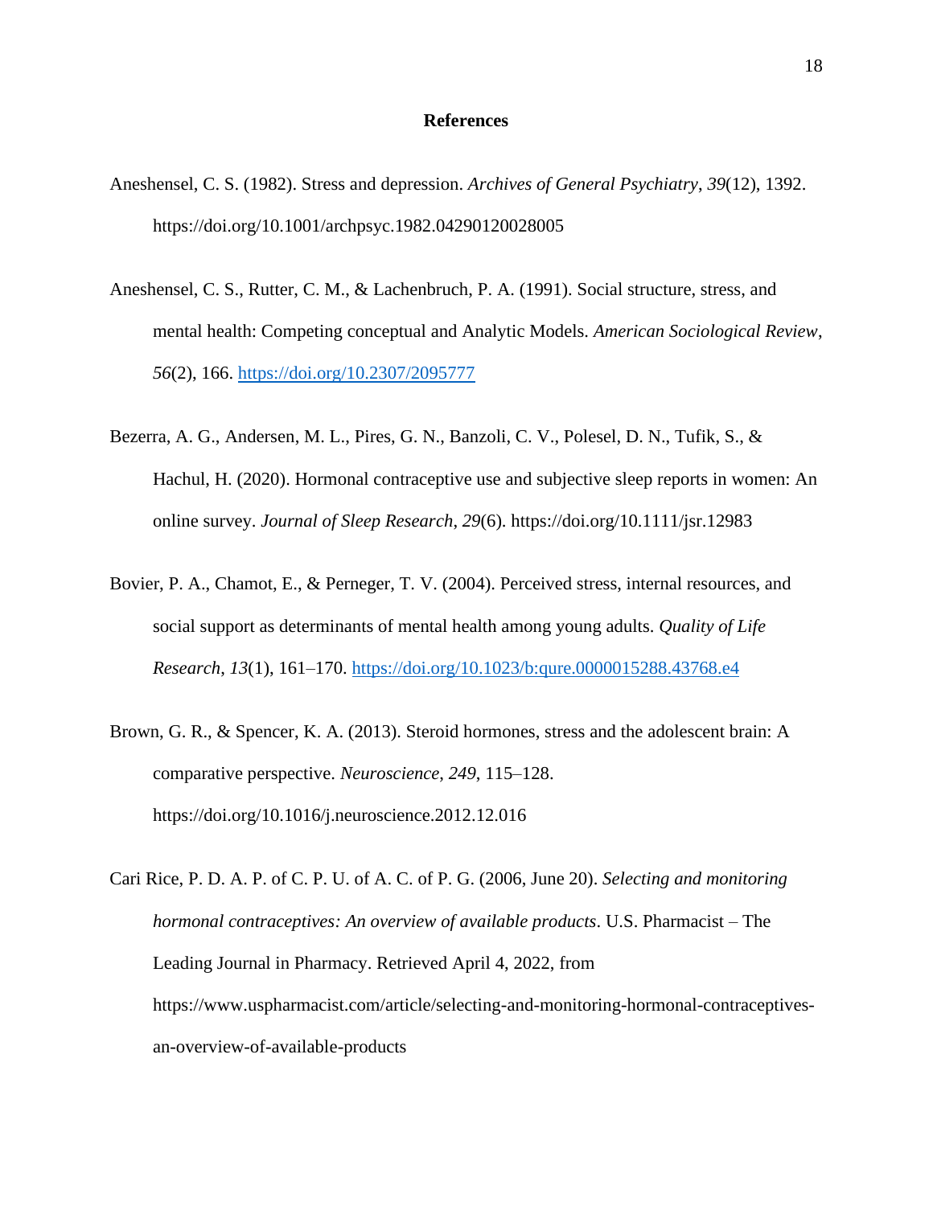# References

Aneshensel, C. S. (1982). Stress and depression. *Archives of General Psychiatry*, *39*(12), 1392. https://doi.org/10.1001/archpsyc.1982.04290120028005

Aneshensel, C. S., Rutter, C. M., & Lachenbruch, P. A. (1991). Social structure, stress, and mental health: Competing conceptual and Analytic Models. *American Sociological Review*, *56*(2), 166. https://doi.org/10.2307/2095777

Bezerra, A. G., Andersen, M. L., Pires, G. N., Banzoli, C. V., Polesel, D. N., Tufik, S., & Hachul, H. (2020). Hormonal contraceptive use and subjective sleep reports in women: An online survey. *Journal of Sleep Research*, *29*(6). https://doi.org/10.1111/jsr.12983

Bovier, P. A., Chamot, E., & Perneger, T. V. (2004). Perceived stress, internal resources, and social support as determinants of mental health among young adults. *Quality of Life Research*, *13*(1), 161–170. https://doi.org/10.1023/b:qure.0000015288.43768.e4

Brown, G. R., & Spencer, K. A. (2013). Steroid hormones, stress and the adolescent brain: A comparative perspective. *Neuroscience*, *249*, 115–128. https://doi.org/10.1016/j.neuroscience.2012.12.016

Cari Rice, P. D. A. P. of C. P. U. of A. C. of P. G. (2006, June 20). *Selecting and monitoring hormonal contraceptives: An overview of available products*. U.S. Pharmacist – The Leading Journal in Pharmacy. Retrieved April 4, 2022, from https://www.uspharmacist.com/article/selecting-and-monitoring-hormonal-contraceptives-an-overview-of-available-products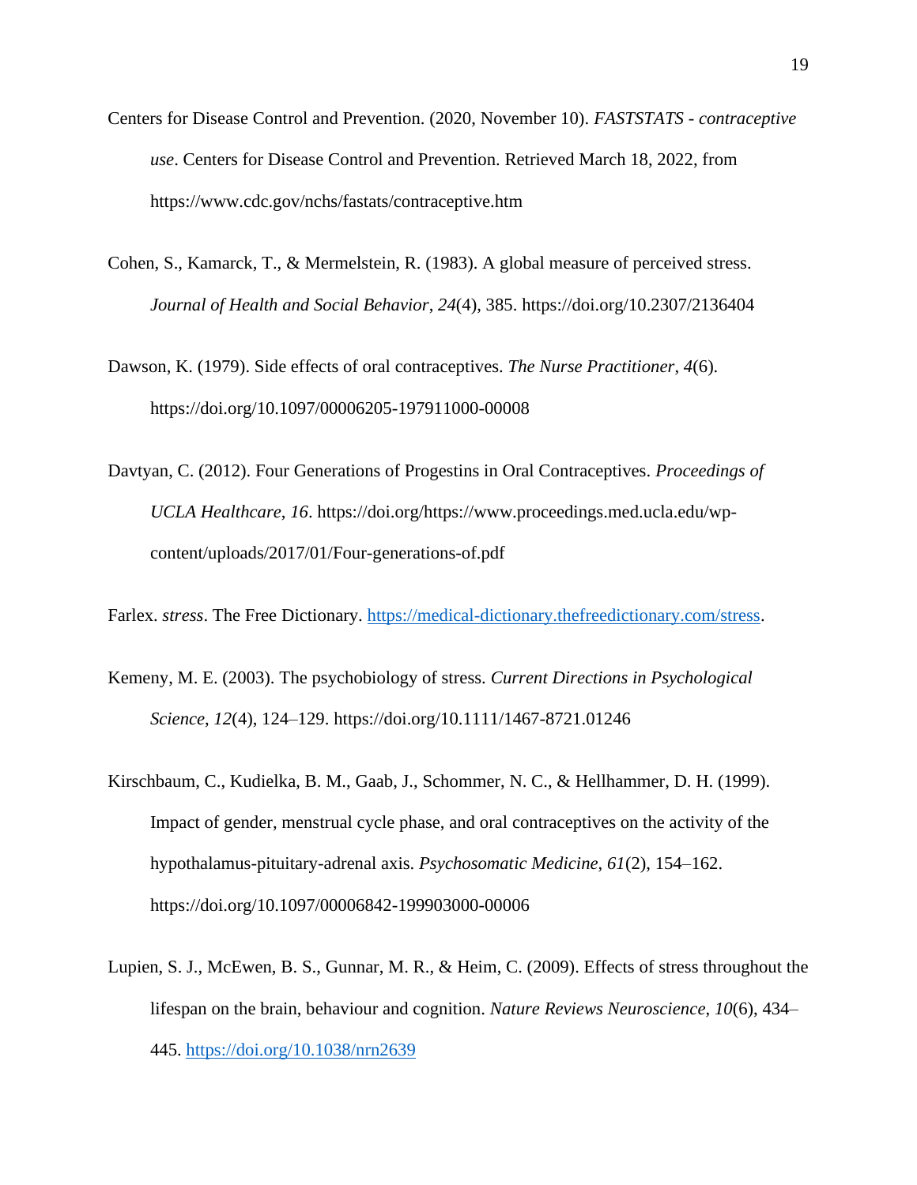Centers for Disease Control and Prevention. (2020, November 10). *FASTSTATS - contraceptive use*. Centers for Disease Control and Prevention. Retrieved March 18, 2022, from https://www.cdc.gov/nchs/fastats/contraceptive.htm

Cohen, S., Kamarck, T., & Mermelstein, R. (1983). A global measure of perceived stress. *Journal of Health and Social Behavior*, *24*(4), 385. https://doi.org/10.2307/2136404

Dawson, K. (1979). Side effects of oral contraceptives. *The Nurse Practitioner*, *4*(6). https://doi.org/10.1097/00006205-197911000-00008

Davtyan, C. (2012). Four Generations of Progestins in Oral Contraceptives. *Proceedings of UCLA Healthcare*, *16*. https://doi.org/https://www.proceedings.med.ucla.edu/wp-content/uploads/2017/01/Four-generations-of.pdf

Farlex. *stress*. The Free Dictionary. [https://medical-dictionary.thefreedictionary.com/stress](https://medical-dictionary.thefreedictionary.com/stress).

Kemeny, M. E. (2003). The psychobiology of stress. *Current Directions in Psychological Science*, *12*(4), 124–129. https://doi.org/10.1111/1467-8721.01246

Kirschbaum, C., Kudielka, B. M., Gaab, J., Schommer, N. C., & Hellhammer, D. H. (1999). Impact of gender, menstrual cycle phase, and oral contraceptives on the activity of the hypothalamus-pituitary-adrenal axis. *Psychosomatic Medicine*, *61*(2), 154–162. https://doi.org/10.1097/00006842-199903000-00006

Lupien, S. J., McEwen, B. S., Gunnar, M. R., & Heim, C. (2009). Effects of stress throughout the lifespan on the brain, behaviour and cognition. *Nature Reviews Neuroscience*, *10*(6), 434–445. [https://doi.org/10.1038/nrn2639](https://doi.org/10.1038/nrn2639)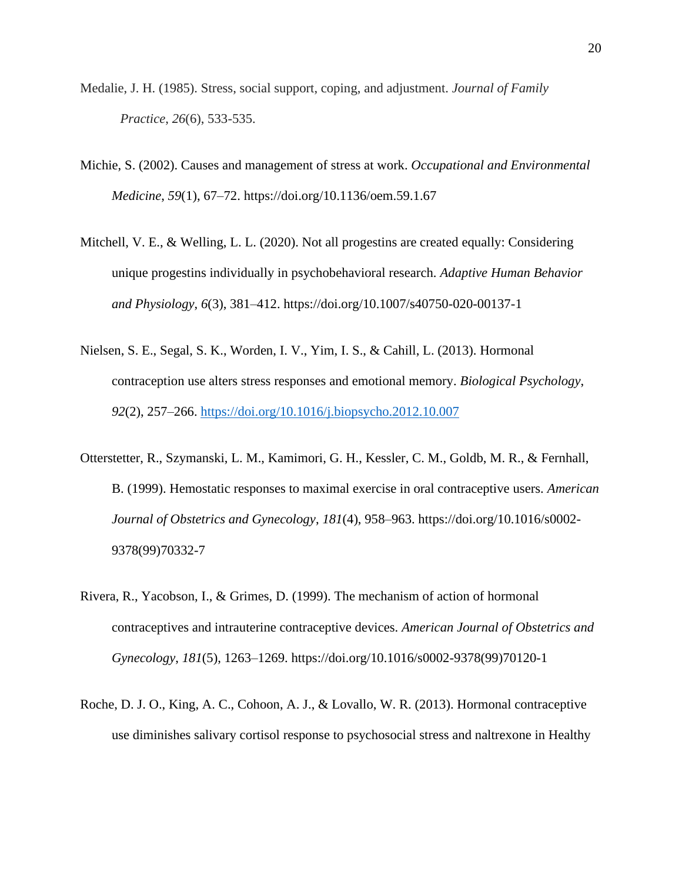Medalie, J. H. (1985). Stress, social support, coping, and adjustment. *Journal of Family Practice*, *26*(6), 533-535.

Michie, S. (2002). Causes and management of stress at work. *Occupational and Environmental Medicine*, *59*(1), 67–72. https://doi.org/10.1136/oem.59.1.67

Mitchell, V. E., & Welling, L. L. (2020). Not all progestins are created equally: Considering unique progestins individually in psychobehavioral research. *Adaptive Human Behavior and Physiology*, *6*(3), 381–412. https://doi.org/10.1007/s40750-020-00137-1

Nielsen, S. E., Segal, S. K., Worden, I. V., Yim, I. S., & Cahill, L. (2013). Hormonal contraception use alters stress responses and emotional memory. *Biological Psychology*, *92*(2), 257–266. https://doi.org/10.1016/j.biopsycho.2012.10.007

Otterstetter, R., Szymanski, L. M., Kamimori, G. H., Kessler, C. M., Goldb, M. R., & Fernhall, B. (1999). Hemostatic responses to maximal exercise in oral contraceptive users. *American Journal of Obstetrics and Gynecology*, *181*(4), 958–963. https://doi.org/10.1016/s0002-9378(99)70332-7

Rivera, R., Yacobson, I., & Grimes, D. (1999). The mechanism of action of hormonal contraceptives and intrauterine contraceptive devices. *American Journal of Obstetrics and Gynecology*, *181*(5), 1263–1269. https://doi.org/10.1016/s0002-9378(99)70120-1

Roche, D. J. O., King, A. C., Cohoon, A. J., & Lovallo, W. R. (2013). Hormonal contraceptive use diminishes salivary cortisol response to psychosocial stress and naltrexone in Healthy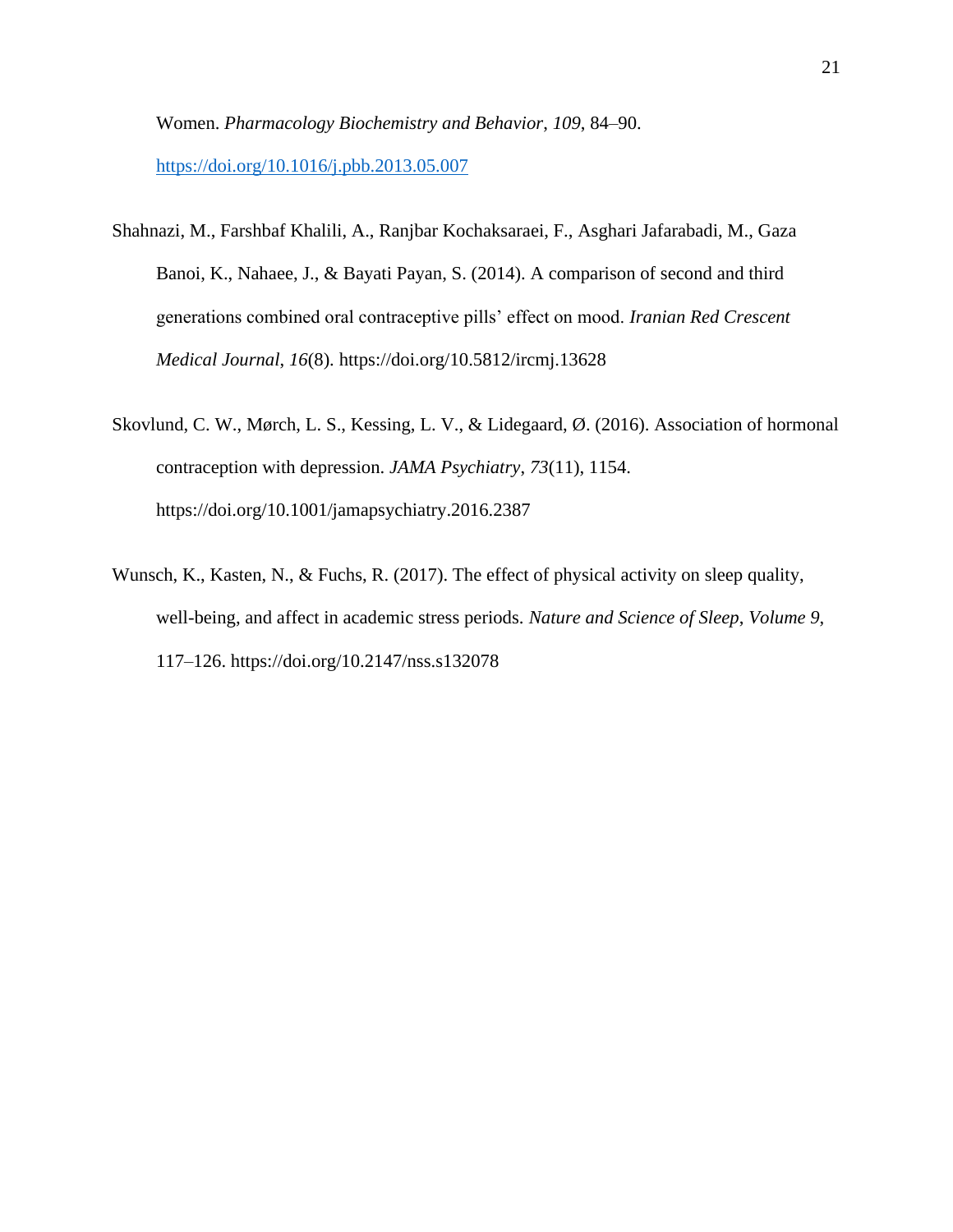Women. *Pharmacology Biochemistry and Behavior*, *109*, 84–90. https://doi.org/10.1016/j.pbb.2013.05.007

Shahnazi, M., Farshbaf Khalili, A., Ranjbar Kochaksaraei, F., Asghari Jafarabadi, M., Gaza Banoi, K., Nahaee, J., & Bayati Payan, S. (2014). A comparison of second and third generations combined oral contraceptive pills' effect on mood. *Iranian Red Crescent Medical Journal*, *16*(8). https://doi.org/10.5812/ircmj.13628

Skovlund, C. W., Mørch, L. S., Kessing, L. V., & Lidegaard, Ø. (2016). Association of hormonal contraception with depression. *JAMA Psychiatry*, *73*(11), 1154. https://doi.org/10.1001/jamapsychiatry.2016.2387

Wunsch, K., Kasten, N., & Fuchs, R. (2017). The effect of physical activity on sleep quality, well-being, and affect in academic stress periods. *Nature and Science of Sleep*, *Volume 9*, 117–126. https://doi.org/10.2147/nss.s132078